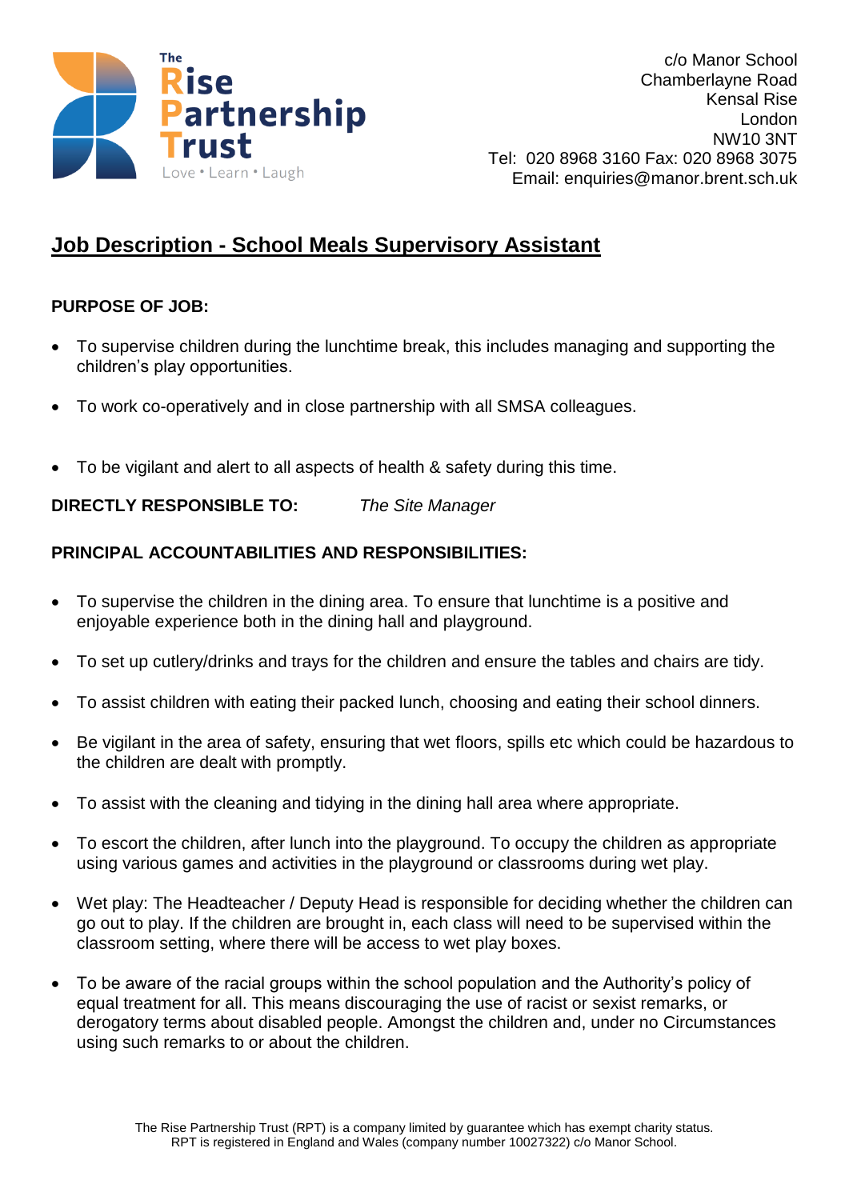The Rise Partnership Trust

Love • Learn • Laugh

c/o Manor School
Chamberlayne Road
Kensal Rise
London
NW10 3NT
Tel: 020 8968 3160 Fax: 020 8968 3075
Email: enquiries@manor.brent.sch.uk

# Job Description - School Meals Supervisory Assistant

**PURPOSE OF JOB:**

- To supervise children during the lunchtime break, this includes managing and supporting the children's play opportunities.
- To work co-operatively and in close partnership with all SMSA colleagues.
- To be vigilant and alert to all aspects of health & safety during this time.

**DIRECTLY RESPONSIBLE TO:** *The Site Manager*

**PRINCIPAL ACCOUNTABILITIES AND RESPONSIBILITIES:**

- To supervise the children in the dining area. To ensure that lunchtime is a positive and enjoyable experience both in the dining hall and playground.
- To set up cutlery/drinks and trays for the children and ensure the tables and chairs are tidy.
- To assist children with eating their packed lunch, choosing and eating their school dinners.
- Be vigilant in the area of safety, ensuring that wet floors, spills etc which could be hazardous to the children are dealt with promptly.
- To assist with the cleaning and tidying in the dining hall area where appropriate.
- To escort the children, after lunch into the playground. To occupy the children as appropriate using various games and activities in the playground or classrooms during wet play.
- Wet play: The Headteacher / Deputy Head is responsible for deciding whether the children can go out to play. If the children are brought in, each class will need to be supervised within the classroom setting, where there will be access to wet play boxes.
- To be aware of the racial groups within the school population and the Authority's policy of equal treatment for all. This means discouraging the use of racist or sexist remarks, or derogatory terms about disabled people. Amongst the children and, under no Circumstances using such remarks to or about the children.

The Rise Partnership Trust (RPT) is a company limited by guarantee which has exempt charity status. RPT is registered in England and Wales (company number 10027322) c/o Manor School.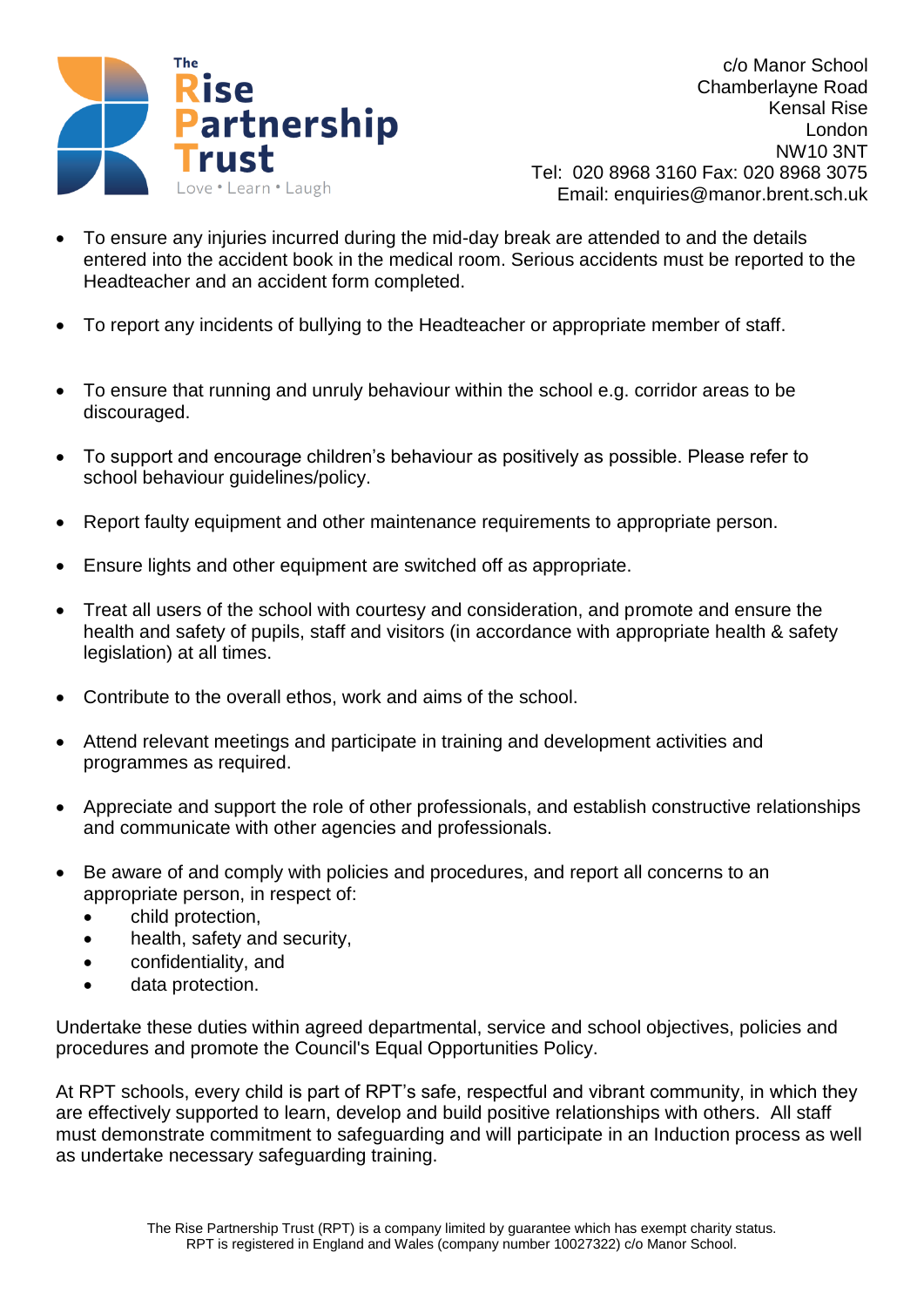- To ensure any injuries incurred during the mid-day break are attended to and the details entered into the accident book in the medical room. Serious accidents must be reported to the Headteacher and an accident form completed.

- To report any incidents of bullying to the Headteacher or appropriate member of staff.

- To ensure that running and unruly behaviour within the school e.g. corridor areas to be discouraged.

- To support and encourage children's behaviour as positively as possible. Please refer to school behaviour guidelines/policy.

- Report faulty equipment and other maintenance requirements to appropriate person.

- Ensure lights and other equipment are switched off as appropriate.

- Treat all users of the school with courtesy and consideration, and promote and ensure the health and safety of pupils, staff and visitors (in accordance with appropriate health & safety legislation) at all times.

- Contribute to the overall ethos, work and aims of the school.

- Attend relevant meetings and participate in training and development activities and programmes as required.

- Appreciate and support the role of other professionals, and establish constructive relationships and communicate with other agencies and professionals.

- Be aware of and comply with policies and procedures, and report all concerns to an appropriate person, in respect of:
  - child protection,
  - health, safety and security,
  - confidentiality, and
  - data protection.

Undertake these duties within agreed departmental, service and school objectives, policies and procedures and promote the Council's Equal Opportunities Policy.

At RPT schools, every child is part of RPT's safe, respectful and vibrant community, in which they are effectively supported to learn, develop and build positive relationships with others. All staff must demonstrate commitment to safeguarding and will participate in an Induction process as well as undertake necessary safeguarding training.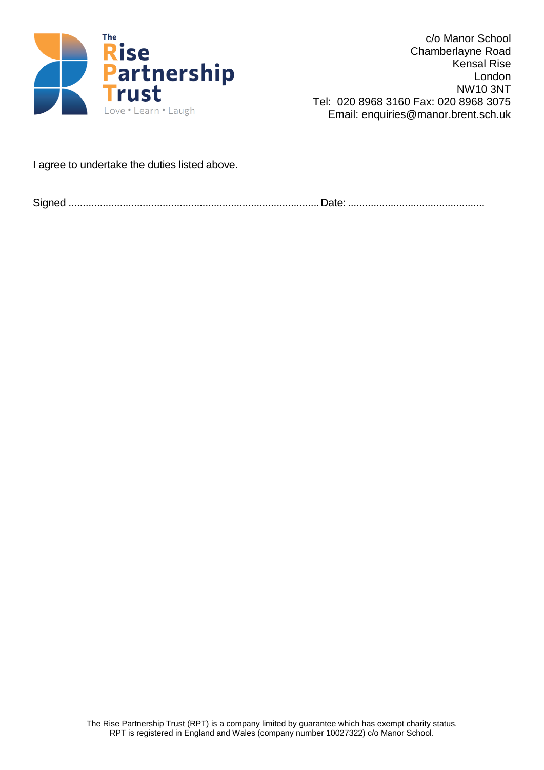The Rise Partnership Trust

Love • Learn • Laugh

c/o Manor School
Chamberlayne Road
Kensal Rise
London
NW10 3NT
Tel: 020 8968 3160 Fax: 020 8968 3075
Email: enquiries@manor.brent.sch.uk

---

I agree to undertake the duties listed above.

Signed ....................................................................................... Date: ................................................

The Rise Partnership Trust (RPT) is a company limited by guarantee which has exempt charity status.
RPT is registered in England and Wales (company number 10027322) c/o Manor School.